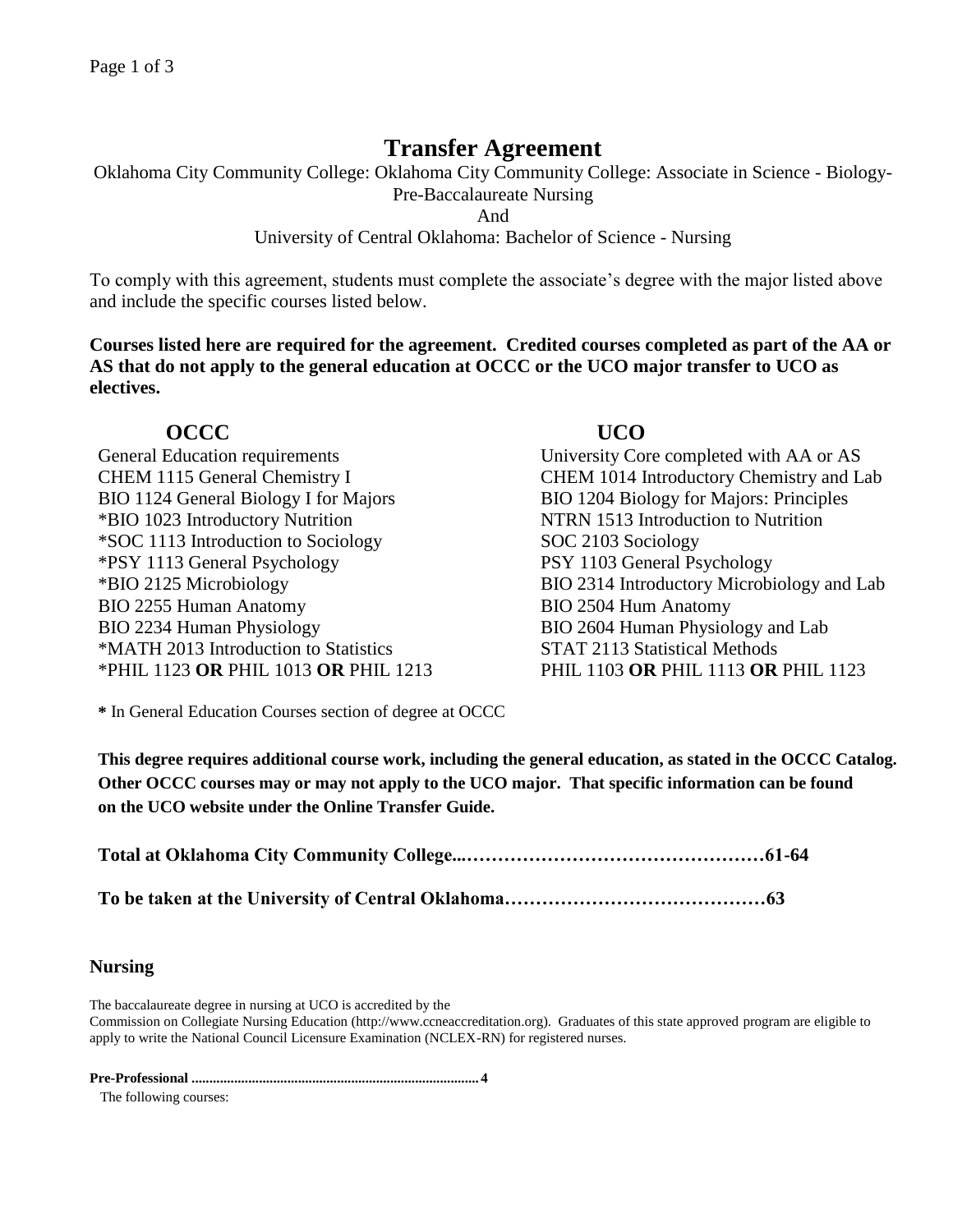# Transfer Agreement

Oklahoma City Community College: Oklahoma City Community College: Associate in Science - Biology-Pre-Baccalaureate Nursing

And

University of Central Oklahoma: Bachelor of Science - Nursing

To comply with this agreement, students must complete the associate's degree with the major listed above and include the specific courses listed below.

**Courses listed here are required for the agreement. Credited courses completed as part of the AA or AS that do not apply to the general education at OCCC or the UCO major transfer to UCO as electives.**

| OCCC | UCO |
|---|---|
| General Education requirements | University Core completed with AA or AS |
| CHEM 1115 General Chemistry I | CHEM 1014 Introductory Chemistry and Lab |
| BIO 1124 General Biology I for Majors | BIO 1204 Biology for Majors: Principles |
| *BIO 1023 Introductory Nutrition | NTRN 1513 Introduction to Nutrition |
| *SOC 1113 Introduction to Sociology | SOC 2103 Sociology |
| *PSY 1113 General Psychology | PSY 1103 General Psychology |
| *BIO 2125 Microbiology | BIO 2314 Introductory Microbiology and Lab |
| BIO 2255 Human Anatomy | BIO 2504 Hum Anatomy |
| BIO 2234 Human Physiology | BIO 2604 Human Physiology and Lab |
| *MATH 2013 Introduction to Statistics | STAT 2113 Statistical Methods |
| *PHIL 1123 **OR** PHIL 1013 **OR** PHIL 1213 | PHIL 1103 **OR** PHIL 1113 **OR** PHIL 1123 |

**\*** In General Education Courses section of degree at OCCC

**This degree requires additional course work, including the general education, as stated in the OCCC Catalog. Other OCCC courses may or may not apply to the UCO major. That specific information can be found on the UCO website under the Online Transfer Guide.**

**Total at Oklahoma City Community College...…………………………………………61-64**

**To be taken at the University of Central Oklahoma……………………………………63**

## Nursing

The baccalaureate degree in nursing at UCO is accredited by the Commission on Collegiate Nursing Education (http://www.ccneaccreditation.org). Graduates of this state approved program are eligible to apply to write the National Council Licensure Examination (NCLEX-RN) for registered nurses.

**Pre-Professional ................................................................................. 4**

The following courses: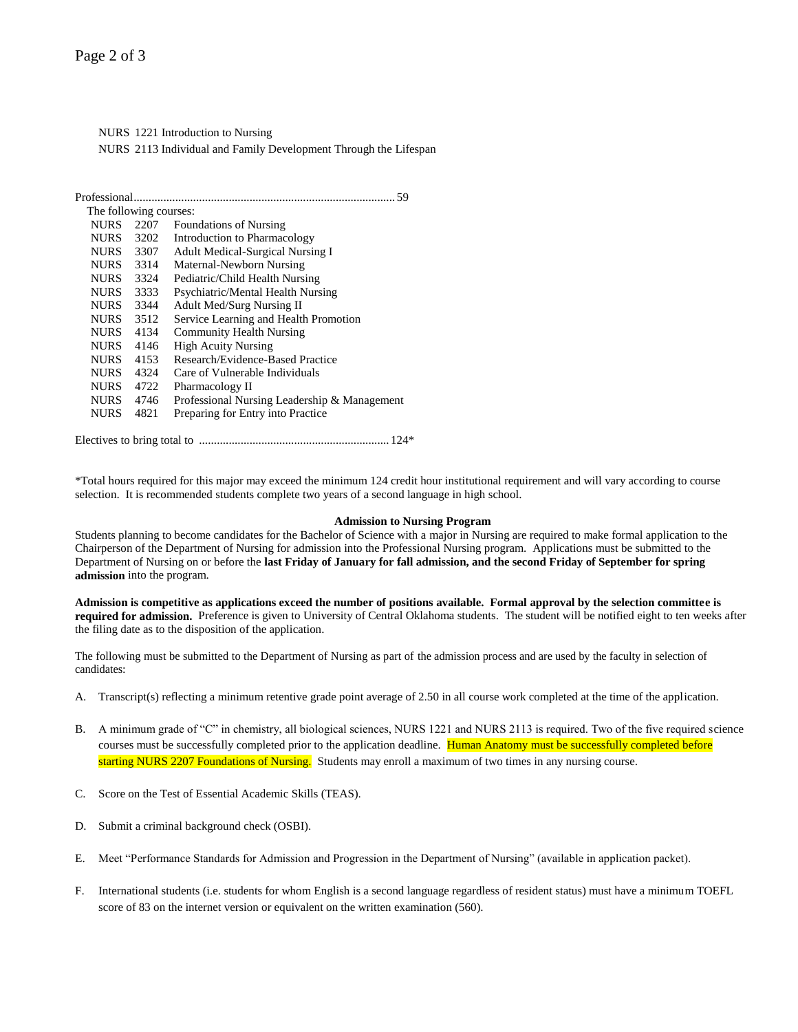NURS 1221 Introduction to Nursing
NURS 2113 Individual and Family Development Through the Lifespan

Professional........................................................................................ 59

The following courses:

| | | |
|---|---|---|
| NURS | 2207 | Foundations of Nursing |
| NURS | 3202 | Introduction to Pharmacology |
| NURS | 3307 | Adult Medical-Surgical Nursing I |
| NURS | 3314 | Maternal-Newborn Nursing |
| NURS | 3324 | Pediatric/Child Health Nursing |
| NURS | 3333 | Psychiatric/Mental Health Nursing |
| NURS | 3344 | Adult Med/Surg Nursing II |
| NURS | 3512 | Service Learning and Health Promotion |
| NURS | 4134 | Community Health Nursing |
| NURS | 4146 | High Acuity Nursing |
| NURS | 4153 | Research/Evidence-Based Practice |
| NURS | 4324 | Care of Vulnerable Individuals |
| NURS | 4722 | Pharmacology II |
| NURS | 4746 | Professional Nursing Leadership & Management |
| NURS | 4821 | Preparing for Entry into Practice |

Electives to bring total to ................................................................ 124*

*Total hours required for this major may exceed the minimum 124 credit hour institutional requirement and will vary according to course selection. It is recommended students complete two years of a second language in high school.

**Admission to Nursing Program**

Students planning to become candidates for the Bachelor of Science with a major in Nursing are required to make formal application to the Chairperson of the Department of Nursing for admission into the Professional Nursing program. Applications must be submitted to the Department of Nursing on or before the **last Friday of January for fall admission, and the second Friday of September for spring admission** into the program.

**Admission is competitive as applications exceed the number of positions available. Formal approval by the selection committee is required for admission.** Preference is given to University of Central Oklahoma students. The student will be notified eight to ten weeks after the filing date as to the disposition of the application.

The following must be submitted to the Department of Nursing as part of the admission process and are used by the faculty in selection of candidates:

A. Transcript(s) reflecting a minimum retentive grade point average of 2.50 in all course work completed at the time of the application.

B. A minimum grade of "C" in chemistry, all biological sciences, NURS 1221 and NURS 2113 is required. Two of the five required science courses must be successfully completed prior to the application deadline. Human Anatomy must be successfully completed before starting NURS 2207 Foundations of Nursing. Students may enroll a maximum of two times in any nursing course.

C. Score on the Test of Essential Academic Skills (TEAS).

D. Submit a criminal background check (OSBI).

E. Meet "Performance Standards for Admission and Progression in the Department of Nursing" (available in application packet).

F. International students (i.e. students for whom English is a second language regardless of resident status) must have a minimum TOEFL score of 83 on the internet version or equivalent on the written examination (560).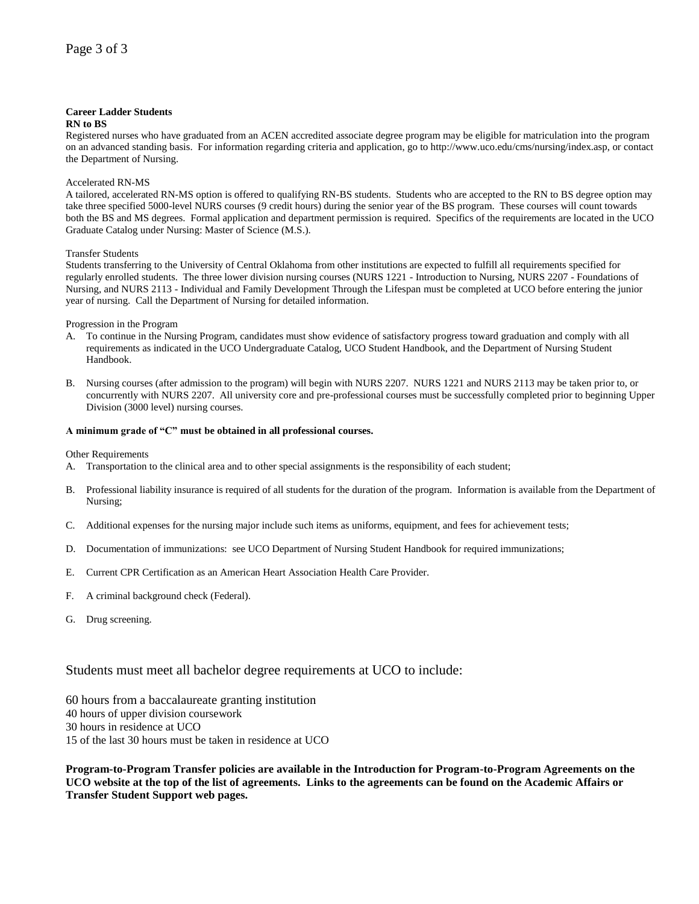**Career Ladder Students**
**RN to BS**

Registered nurses who have graduated from an ACEN accredited associate degree program may be eligible for matriculation into the program on an advanced standing basis. For information regarding criteria and application, go to http://www.uco.edu/cms/nursing/index.asp, or contact the Department of Nursing.

Accelerated RN-MS

A tailored, accelerated RN-MS option is offered to qualifying RN-BS students. Students who are accepted to the RN to BS degree option may take three specified 5000-level NURS courses (9 credit hours) during the senior year of the BS program. These courses will count towards both the BS and MS degrees. Formal application and department permission is required. Specifics of the requirements are located in the UCO Graduate Catalog under Nursing: Master of Science (M.S.).

Transfer Students

Students transferring to the University of Central Oklahoma from other institutions are expected to fulfill all requirements specified for regularly enrolled students. The three lower division nursing courses (NURS 1221 - Introduction to Nursing, NURS 2207 - Foundations of Nursing, and NURS 2113 - Individual and Family Development Through the Lifespan must be completed at UCO before entering the junior year of nursing. Call the Department of Nursing for detailed information.

Progression in the Program

A. To continue in the Nursing Program, candidates must show evidence of satisfactory progress toward graduation and comply with all requirements as indicated in the UCO Undergraduate Catalog, UCO Student Handbook, and the Department of Nursing Student Handbook.

B. Nursing courses (after admission to the program) will begin with NURS 2207. NURS 1221 and NURS 2113 may be taken prior to, or concurrently with NURS 2207. All university core and pre-professional courses must be successfully completed prior to beginning Upper Division (3000 level) nursing courses.

**A minimum grade of "C" must be obtained in all professional courses.**

Other Requirements

A. Transportation to the clinical area and to other special assignments is the responsibility of each student;

B. Professional liability insurance is required of all students for the duration of the program. Information is available from the Department of Nursing;

C. Additional expenses for the nursing major include such items as uniforms, equipment, and fees for achievement tests;

D. Documentation of immunizations: see UCO Department of Nursing Student Handbook for required immunizations;

E. Current CPR Certification as an American Heart Association Health Care Provider.

F. A criminal background check (Federal).

G. Drug screening.

Students must meet all bachelor degree requirements at UCO to include:

60 hours from a baccalaureate granting institution
40 hours of upper division coursework
30 hours in residence at UCO
15 of the last 30 hours must be taken in residence at UCO

**Program-to-Program Transfer policies are available in the Introduction for Program-to-Program Agreements on the UCO website at the top of the list of agreements. Links to the agreements can be found on the Academic Affairs or Transfer Student Support web pages.**